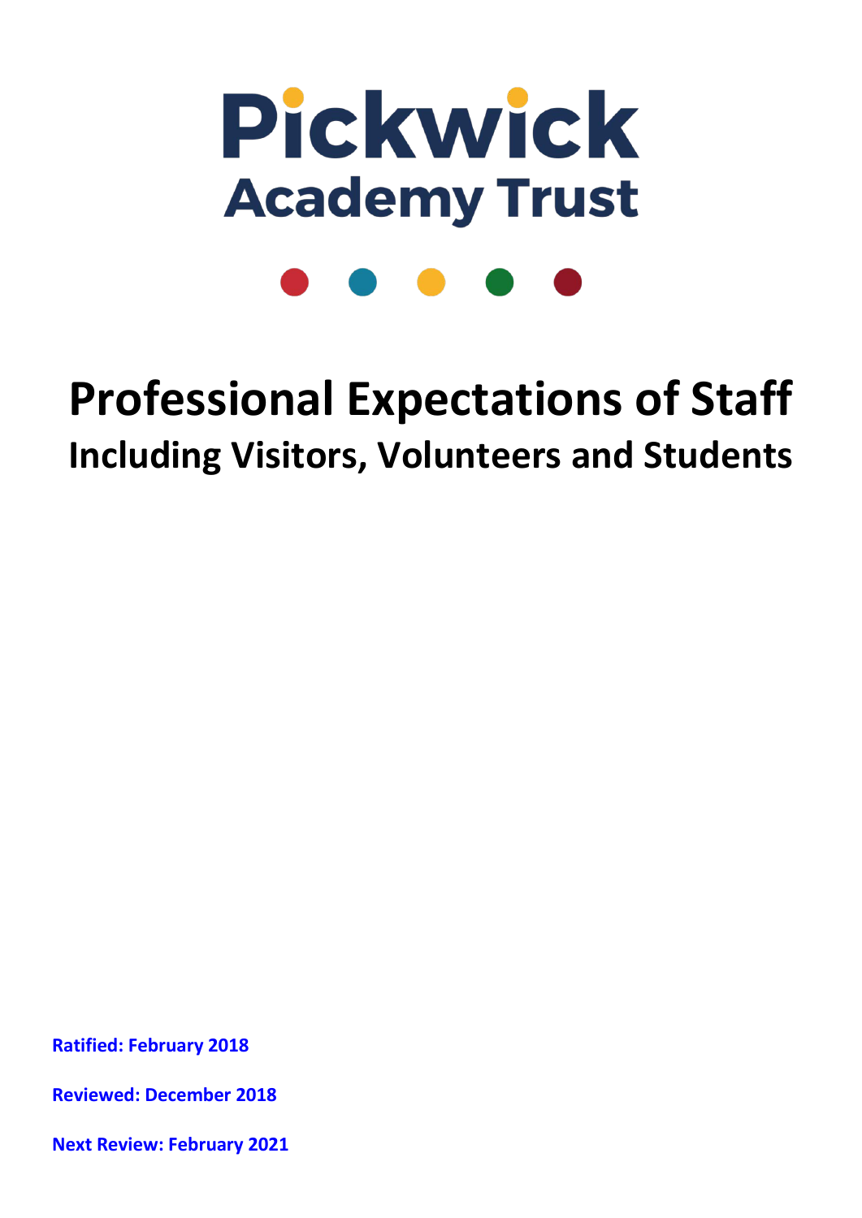# Pickwick Academy Trust

# Professional Expectations of Staff

## Including Visitors, Volunteers and Students

**Ratified: February 2018**

**Reviewed: December 2018**

**Next Review: February 2021**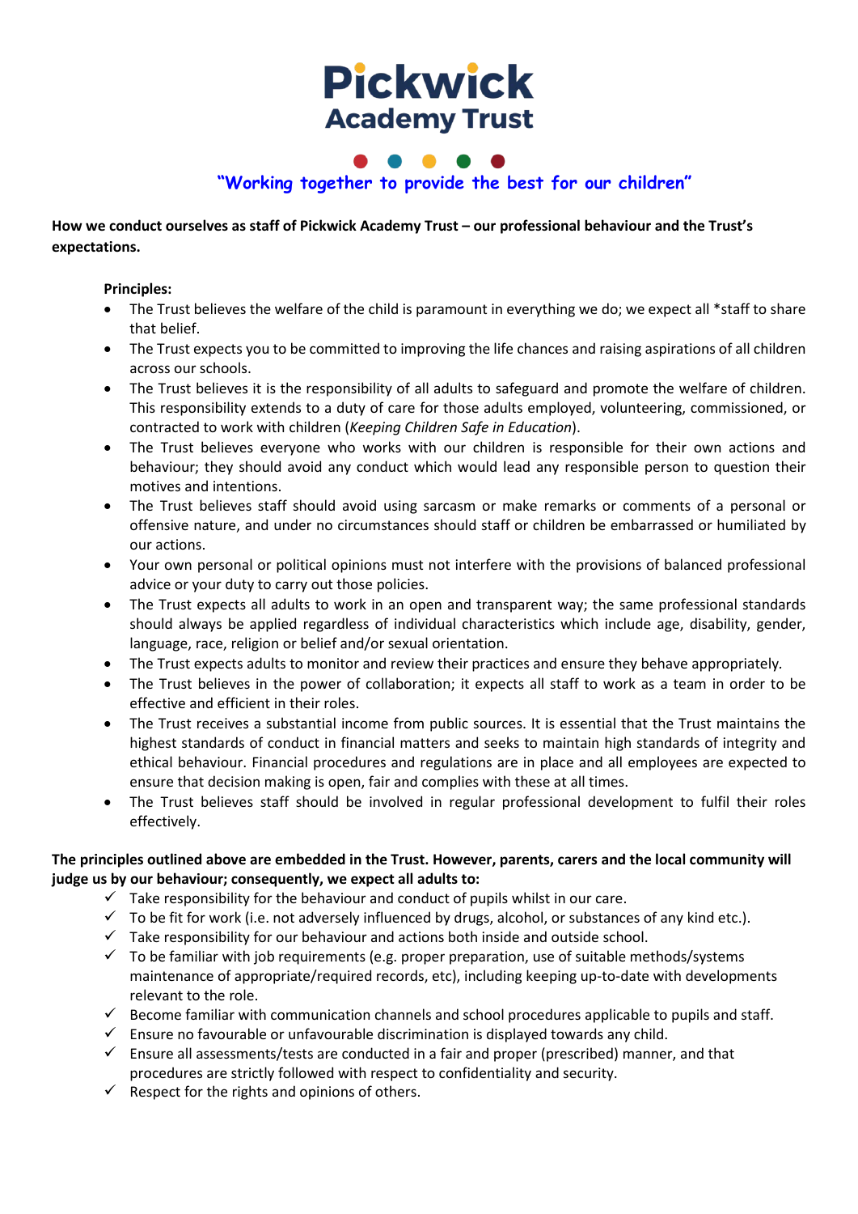**Pickwick**
**Academy Trust**

**"Working together to provide the best for our children"**

**How we conduct ourselves as staff of Pickwick Academy Trust – our professional behaviour and the Trust's expectations.**

**Principles:**

- The Trust believes the welfare of the child is paramount in everything we do; we expect all *staff to share that belief.
- The Trust expects you to be committed to improving the life chances and raising aspirations of all children across our schools.
- The Trust believes it is the responsibility of all adults to safeguard and promote the welfare of children. This responsibility extends to a duty of care for those adults employed, volunteering, commissioned, or contracted to work with children (*Keeping Children Safe in Education*).
- The Trust believes everyone who works with our children is responsible for their own actions and behaviour; they should avoid any conduct which would lead any responsible person to question their motives and intentions.
- The Trust believes staff should avoid using sarcasm or make remarks or comments of a personal or offensive nature, and under no circumstances should staff or children be embarrassed or humiliated by our actions.
- Your own personal or political opinions must not interfere with the provisions of balanced professional advice or your duty to carry out those policies.
- The Trust expects all adults to work in an open and transparent way; the same professional standards should always be applied regardless of individual characteristics which include age, disability, gender, language, race, religion or belief and/or sexual orientation.
- The Trust expects adults to monitor and review their practices and ensure they behave appropriately.
- The Trust believes in the power of collaboration; it expects all staff to work as a team in order to be effective and efficient in their roles.
- The Trust receives a substantial income from public sources. It is essential that the Trust maintains the highest standards of conduct in financial matters and seeks to maintain high standards of integrity and ethical behaviour. Financial procedures and regulations are in place and all employees are expected to ensure that decision making is open, fair and complies with these at all times.
- The Trust believes staff should be involved in regular professional development to fulfil their roles effectively.

**The principles outlined above are embedded in the Trust. However, parents, carers and the local community will judge us by our behaviour; consequently, we expect all adults to:**

- ✓ Take responsibility for the behaviour and conduct of pupils whilst in our care.
- ✓ To be fit for work (i.e. not adversely influenced by drugs, alcohol, or substances of any kind etc.).
- ✓ Take responsibility for our behaviour and actions both inside and outside school.
- ✓ To be familiar with job requirements (e.g. proper preparation, use of suitable methods/systems maintenance of appropriate/required records, etc), including keeping up-to-date with developments relevant to the role.
- ✓ Become familiar with communication channels and school procedures applicable to pupils and staff.
- ✓ Ensure no favourable or unfavourable discrimination is displayed towards any child.
- ✓ Ensure all assessments/tests are conducted in a fair and proper (prescribed) manner, and that procedures are strictly followed with respect to confidentiality and security.
- ✓ Respect for the rights and opinions of others.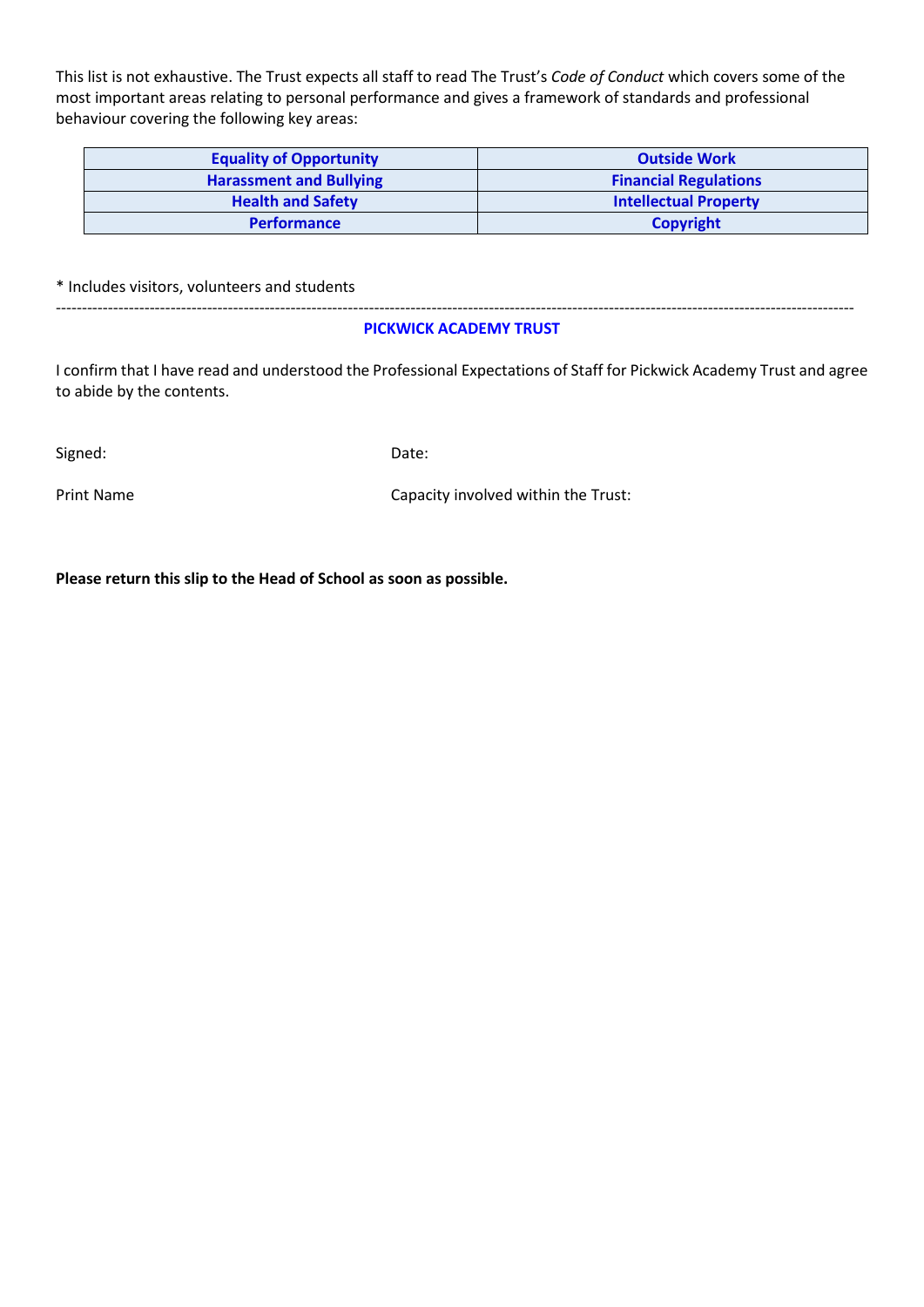This list is not exhaustive. The Trust expects all staff to read The Trust's *Code of Conduct* which covers some of the most important areas relating to personal performance and gives a framework of standards and professional behaviour covering the following key areas:

| | |
|---|---|
| **Equality of Opportunity** | **Outside Work** |
| **Harassment and Bullying** | **Financial Regulations** |
| **Health and Safety** | **Intellectual Property** |
| **Performance** | **Copyright** |

* Includes visitors, volunteers and students

---

**PICKWICK ACADEMY TRUST**

I confirm that I have read and understood the Professional Expectations of Staff for Pickwick Academy Trust and agree to abide by the contents.

Signed: Date:

Print Name Capacity involved within the Trust:

**Please return this slip to the Head of School as soon as possible.**